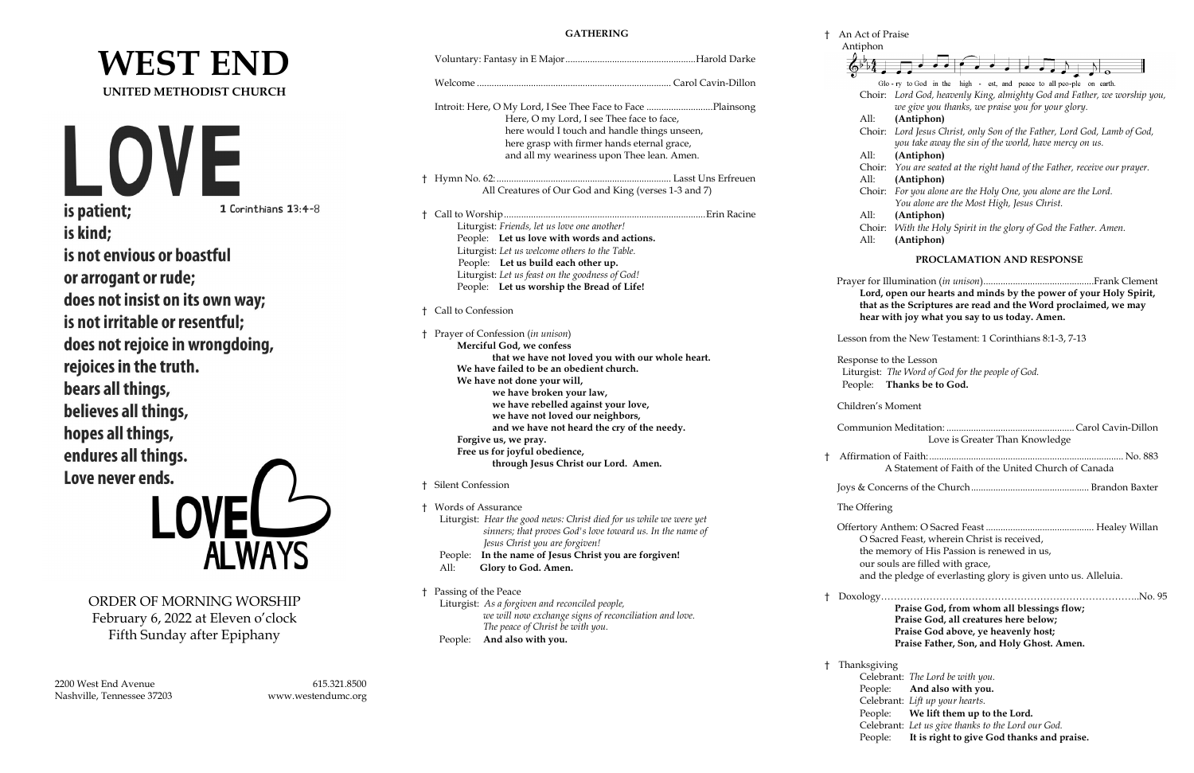# WEST END

**UNITED METHODIST CHURCH**

**LOVE**

**is patient;** 1 Corinthians 13:4-8

**is kind;**

**is not envious or boastful**

**or arrogant or rude;**

**does not insist on its own way;**

**is not irritable or resentful;**

**does not rejoice in wrongdoing,**

**rejoices in the truth.**

**bears all things,**

**believes all things,**

**hopes all things,**

**endures all things.**

**Love never ends.**

**LOVE ALWAYS**

ORDER OF MORNING WORSHIP
February 6, 2022 at Eleven o'clock
Fifth Sunday after Epiphany

2200 West End Avenue
Nashville, Tennessee 37203

615.321.8500
www.westendumc.org

## GATHERING

Voluntary: Fantasy in E Major.....................................................Harold Darke

Welcome ............................................................................... Carol Cavin-Dillon

Introit: Here, O My Lord, I See Thee Face to Face ...........................Plainsong

Here, O my Lord, I see Thee face to face,
here would I touch and handle things unseen,
here grasp with firmer hands eternal grace,
and all my weariness upon Thee lean. Amen.

† Hymn No. 62:....................................................................... Lasst Uns Erfreuen
All Creatures of Our God and King (verses 1-3 and 7)

† Call to Worship.................................................................................Erin Racine

Liturgist: *Friends, let us love one another!*
People: **Let us love with words and actions.**
Liturgist: *Let us welcome others to the Table.*
People: **Let us build each other up.**
Liturgist: *Let us feast on the goodness of God!*
People: **Let us worship the Bread of Life!**

† Call to Confession

† Prayer of Confession (*in unison*)

**Merciful God, we confess**
**that we have not loved you with our whole heart.**
**We have failed to be an obedient church.**
**We have not done your will,**
**we have broken your law,**
**we have rebelled against your love,**
**we have not loved our neighbors,**
**and we have not heard the cry of the needy.**
**Forgive us, we pray.**
**Free us for joyful obedience,**
**through Jesus Christ our Lord. Amen.**

† Silent Confession

† Words of Assurance

Liturgist: *Hear the good news: Christ died for us while we were yet sinners; that proves God's love toward us. In the name of Jesus Christ you are forgiven!*
People: **In the name of Jesus Christ you are forgiven!**
All: **Glory to God. Amen.**

† Passing of the Peace

Liturgist: *As a forgiven and reconciled people, we will now exchange signs of reconciliation and love. The peace of Christ be with you.*
People: **And also with you.**

† An Act of Praise

Antiphon

Glo - ry to God in the high - est, and peace to all peo-ple on earth.

Choir: *Lord God, heavenly King, almighty God and Father, we worship you, we give you thanks, we praise you for your glory.*
All: **(Antiphon)**
Choir: *Lord Jesus Christ, only Son of the Father, Lord God, Lamb of God, you take away the sin of the world, have mercy on us.*
All: **(Antiphon)**
Choir: *You are seated at the right hand of the Father, receive our prayer.*
All: **(Antiphon)**
Choir: *For you alone are the Holy One, you alone are the Lord. You alone are the Most High, Jesus Christ.*
All: **(Antiphon)**
Choir: *With the Holy Spirit in the glory of God the Father. Amen.*
All: **(Antiphon)**

## PROCLAMATION AND RESPONSE

Prayer for Illumination (*in unison*)..............................................Frank Clement

**Lord, open our hearts and minds by the power of your Holy Spirit, that as the Scriptures are read and the Word proclaimed, we may hear with joy what you say to us today. Amen.**

Lesson from the New Testament: 1 Corinthians 8:1-3, 7-13

Response to the Lesson

Liturgist: *The Word of God for the people of God.*
People: **Thanks be to God.**

Children's Moment

Communion Meditation: ..................................................... Carol Cavin-Dillon
Love is Greater Than Knowledge

† Affirmation of Faith:.................................................................................. No. 883
A Statement of Faith of the United Church of Canada

Joys & Concerns of the Church................................................. Brandon Baxter

The Offering

Offertory Anthem: O Sacred Feast ............................................ Healey Willan

O Sacred Feast, wherein Christ is received,
the memory of His Passion is renewed in us,
our souls are filled with grace,
and the pledge of everlasting glory is given unto us. Alleluia.

† Doxology………………………………………………………………………..No. 95

**Praise God, from whom all blessings flow;**
**Praise God, all creatures here below;**
**Praise God above, ye heavenly host;**
**Praise Father, Son, and Holy Ghost. Amen.**

† Thanksgiving

Celebrant: *The Lord be with you.*
People: **And also with you.**
Celebrant: *Lift up your hearts.*
People: **We lift them up to the Lord.**
Celebrant: *Let us give thanks to the Lord our God.*
People: **It is right to give God thanks and praise.**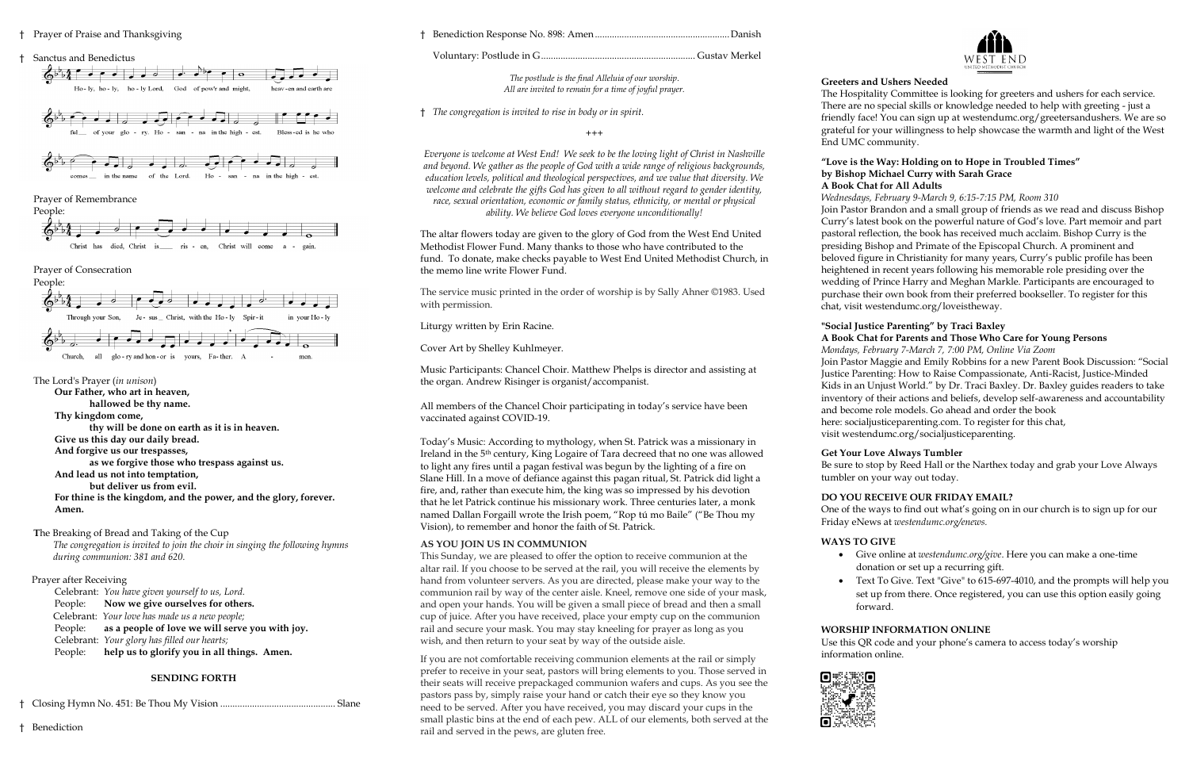† Prayer of Praise and Thanksgiving

† Sanctus and Benedictus

Ho - ly, ho - ly, ho - ly Lord, God of pow'r and might, heav - en and earth are ful___ of your glo - ry. Ho - san - na in the high - est. Bless - ed is he who comes __ in the name of the Lord. Ho - san - na in the high - est.

Prayer of Remembrance

People:

Christ has died, Christ is___ ris - en, Christ will come a - gain.

Prayer of Consecration

People:

Through your Son, Je - sus _ Christ, with the Ho - ly Spir - it in your Ho - ly Church, all glo - ry and hon - or is yours, Fa - ther. A - men.

The Lord's Prayer (*in unison*)

**Our Father, who art in heaven,**
**hallowed be thy name.**
**Thy kingdom come,**
**thy will be done on earth as it is in heaven.**
**Give us this day our daily bread.**
**And forgive us our trespasses,**
**as we forgive those who trespass against us.**
**And lead us not into temptation,**
**but deliver us from evil.**
**For thine is the kingdom, and the power, and the glory, forever.**
**Amen.**

The Breaking of Bread and Taking of the Cup

*The congregation is invited to join the choir in singing the following hymns during communion: 381 and 620.*

Prayer after Receiving

Celebrant: *You have given yourself to us, Lord.*
People: **Now we give ourselves for others.**
Celebrant: *Your love has made us a new people;*
People: **as a people of love we will serve you with joy.**
Celebrant: *Your glory has filled our hearts;*
People: **help us to glorify you in all things. Amen.**

## SENDING FORTH

† Closing Hymn No. 451: Be Thou My Vision ............................................... Slane

† Benediction

† Benediction Response No. 898: Amen ....................................................... Danish

Voluntary: Postlude in G .............................................................. Gustav Merkel

*The postlude is the final Alleluia of our worship. All are invited to remain for a time of joyful prayer.*

† *The congregation is invited to rise in body or in spirit.*

+++

*Everyone is welcome at West End! We seek to be the loving light of Christ in Nashville and beyond. We gather as the people of God with a wide range of religious backgrounds, education levels, political and theological perspectives, and we value that diversity. We welcome and celebrate the gifts God has given to all without regard to gender identity, race, sexual orientation, economic or family status, ethnicity, or mental or physical ability. We believe God loves everyone unconditionally!*

The altar flowers today are given to the glory of God from the West End United Methodist Flower Fund. Many thanks to those who have contributed to the fund. To donate, make checks payable to West End United Methodist Church, in the memo line write Flower Fund.

The service music printed in the order of worship is by Sally Ahner ©1983. Used with permission.

Liturgy written by Erin Racine.

Cover Art by Shelley Kuhlmeyer.

Music Participants: Chancel Choir. Matthew Phelps is director and assisting at the organ. Andrew Risinger is organist/accompanist.

All members of the Chancel Choir participating in today's service have been vaccinated against COVID-19.

Today's Music: According to mythology, when St. Patrick was a missionary in Ireland in the 5th century, King Logaire of Tara decreed that no one was allowed to light any fires until a pagan festival was begun by the lighting of a fire on Slane Hill. In a move of defiance against this pagan ritual, St. Patrick did light a fire, and, rather than execute him, the king was so impressed by his devotion that he let Patrick continue his missionary work. Three centuries later, a monk named Dallan Forgaill wrote the Irish poem, "Rop tú mo Baile" ("Be Thou my Vision), to remember and honor the faith of St. Patrick.

### AS YOU JOIN US IN COMMUNION

This Sunday, we are pleased to offer the option to receive communion at the altar rail. If you choose to be served at the rail, you will receive the elements by hand from volunteer servers. As you are directed, please make your way to the communion rail by way of the center aisle. Kneel, remove one side of your mask, and open your hands. You will be given a small piece of bread and then a small cup of juice. After you have received, place your empty cup on the communion rail and secure your mask. You may stay kneeling for prayer as long as you wish, and then return to your seat by way of the outside aisle.

If you are not comfortable receiving communion elements at the rail or simply prefer to receive in your seat, pastors will bring elements to you. Those served in their seats will receive prepackaged communion wafers and cups. As you see the pastors pass by, simply raise your hand or catch their eye so they know you need to be served. After you have received, you may discard your cups in the small plastic bins at the end of each pew. ALL of our elements, both served at the rail and served in the pews, are gluten free.

WEST END UNITED METHODIST CHURCH

### Greeters and Ushers Needed

The Hospitality Committee is looking for greeters and ushers for each service. There are no special skills or knowledge needed to help with greeting - just a friendly face! You can sign up at westendumc.org/greetersandushers. We are so grateful for your willingness to help showcase the warmth and light of the West End UMC community.

### "Love is the Way: Holding on to Hope in Troubled Times" by Bishop Michael Curry with Sarah Grace
### A Book Chat for All Adults

*Wednesdays, February 9-March 9, 6:15-7:15 PM, Room 310*

Join Pastor Brandon and a small group of friends as we read and discuss Bishop Curry's latest book on the powerful nature of God's love. Part memoir and part pastoral reflection, the book has received much acclaim. Bishop Curry is the presiding Bishop and Primate of the Episcopal Church. A prominent and beloved figure in Christianity for many years, Curry's public profile has been heightened in recent years following his memorable role presiding over the wedding of Prince Harry and Meghan Markle. Participants are encouraged to purchase their own book from their preferred bookseller. To register for this chat, visit westendumc.org/loveistheway.

### "Social Justice Parenting" by Traci Baxley
### A Book Chat for Parents and Those Who Care for Young Persons

*Mondays, February 7-March 7, 7:00 PM, Online Via Zoom*

Join Pastor Maggie and Emily Robbins for a new Parent Book Discussion: "Social Justice Parenting: How to Raise Compassionate, Anti-Racist, Justice-Minded Kids in an Unjust World." by Dr. Traci Baxley. Dr. Baxley guides readers to take inventory of their actions and beliefs, develop self-awareness and accountability and become role models. Go ahead and order the book here: socialjusticeparenting.com. To register for this chat, visit westendumc.org/socialjusticeparenting.

### Get Your Love Always Tumbler

Be sure to stop by Reed Hall or the Narthex today and grab your Love Always tumbler on your way out today.

### DO YOU RECEIVE OUR FRIDAY EMAIL?

One of the ways to find out what's going on in our church is to sign up for our Friday eNews at *westendumc.org/enews.*

### WAYS TO GIVE

- Give online at *westendumc.org/give*. Here you can make a one-time donation or set up a recurring gift.
- Text To Give. Text "Give" to 615-697-4010, and the prompts will help you set up from there. Once registered, you can use this option easily going forward.

### WORSHIP INFORMATION ONLINE

Use this QR code and your phone's camera to access today's worship information online.